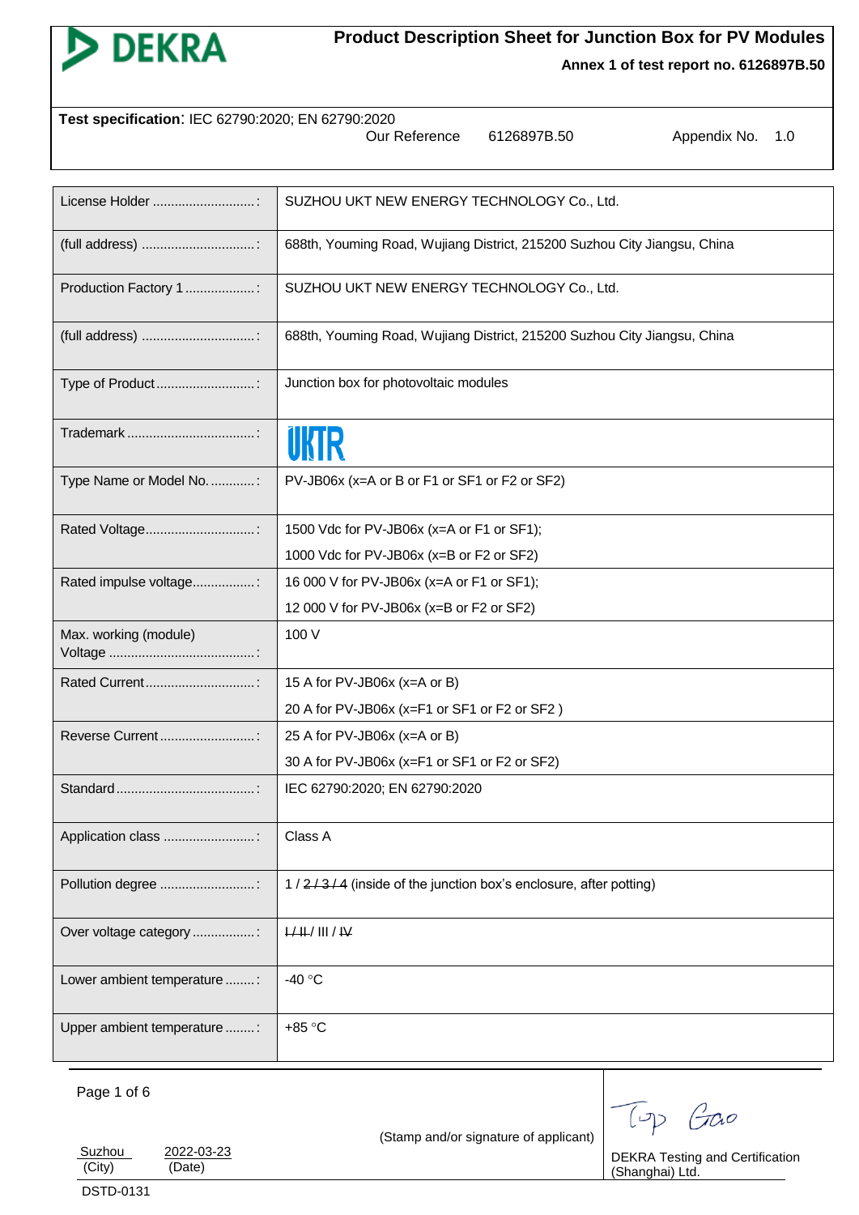DEKRA

# Product Description Sheet for Junction Box for PV Modules

**Annex 1 of test report no. 6126897B.50**

**Test specification**: IEC 62790:2020; EN 62790:2020

Our Reference 6126897B.50 Appendix No. 1.0

| | |
|---|---|
| License Holder ............................: | SUZHOU UKT NEW ENERGY TECHNOLOGY Co., Ltd. |
| (full address) ...............................: | 688th, Youming Road, Wujiang District, 215200 Suzhou City Jiangsu, China |
| Production Factory 1 ...................: | SUZHOU UKT NEW ENERGY TECHNOLOGY Co., Ltd. |
| (full address) ...............................: | 688th, Youming Road, Wujiang District, 215200 Suzhou City Jiangsu, China |
| Type of Product ...........................: | Junction box for photovoltaic modules |
| Trademark ...................................: | UKTR |
| Type Name or Model No. ............: | PV-JB06x (x=A or B or F1 or SF1 or F2 or SF2) |
| Rated Voltage..............................: | 1500 Vdc for PV-JB06x (x=A or F1 or SF1);<br>1000 Vdc for PV-JB06x (x=B or F2 or SF2) |
| Rated impulse voltage.................: | 16 000 V for PV-JB06x (x=A or F1 or SF1);<br>12 000 V for PV-JB06x (x=B or F2 or SF2) |
| Max. working (module) Voltage .......................................: | 100 V |
| Rated Current..............................: | 15 A for PV-JB06x (x=A or B)<br>20 A for PV-JB06x (x=F1 or SF1 or F2 or SF2 ) |
| Reverse Current..........................: | 25 A for PV-JB06x (x=A or B)<br>30 A for PV-JB06x (x=F1 or SF1 or F2 or SF2) |
| Standard......................................: | IEC 62790:2020; EN 62790:2020 |
| Application class .........................: | Class A |
| Pollution degree ..........................: | 1 / ~~2 / 3 / 4~~ (inside of the junction box's enclosure, after potting) |
| Over voltage category .................: | ~~I / II~~ / III / ~~IV~~ |
| Lower ambient temperature ........: | -40 °C |
| Upper ambient temperature ........: | +85 °C |

| | | |
|---|---|---|
| Suzhou<br>(City) | 2022-03-23<br>(Date) | (Stamp and/or signature of applicant) |

DEKRA Testing and Certification (Shanghai) Ltd.

DSTD-0131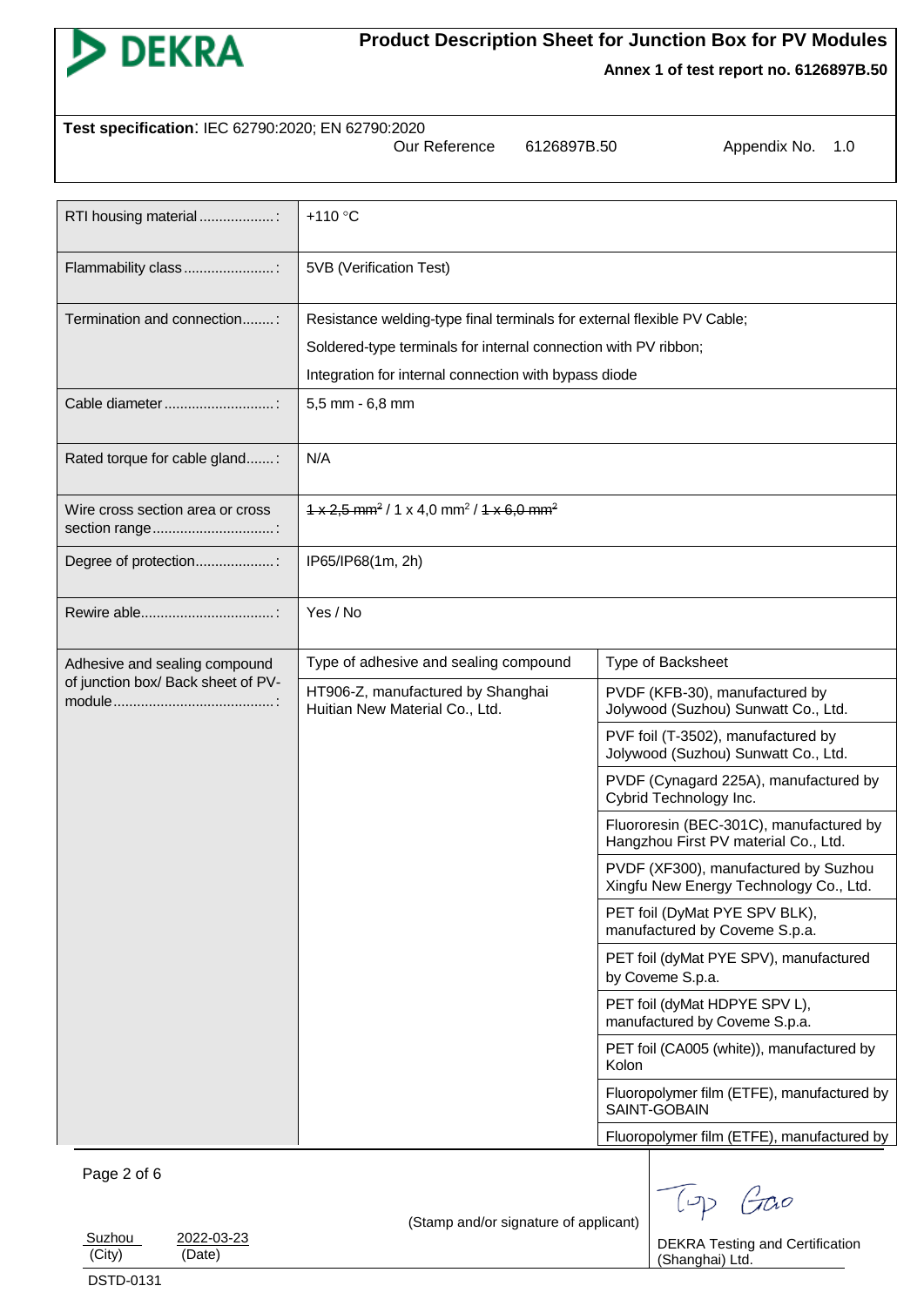**Product Description Sheet for Junction Box for PV Modules**

**Annex 1 of test report no. 6126897B.50**

**Test specification**: IEC 62790:2020; EN 62790:2020

Our Reference 6126897B.50 Appendix No. 1.0

| | | |
|---|---|---|
| RTI housing material ...................: | +110 °C | |
| Flammability class .......................: | 5VB (Verification Test) | |
| Termination and connection........: | Resistance welding-type final terminals for external flexible PV Cable;<br>Soldered-type terminals for internal connection with PV ribbon;<br>Integration for internal connection with bypass diode | |
| Cable diameter ............................: | 5,5 mm - 6,8 mm | |
| Rated torque for cable gland.......: | N/A | |
| Wire cross section area or cross section range...............................: | ~~1 x 2,5 mm²~~ / 1 x 4,0 mm² / ~~1 x 6,0 mm²~~ | |
| Degree of protection....................: | IP65/IP68(1m, 2h) | |
| Rewire able..................................: | Yes / No | |
| Adhesive and sealing compound of junction box/ Back sheet of PV-module.........................................: | Type of adhesive and sealing compound | Type of Backsheet |
| | HT906-Z, manufactured by Shanghai Huitian New Material Co., Ltd. | PVDF (KFB-30), manufactured by Jolywood (Suzhou) Sunwatt Co., Ltd. |
| | | PVF foil (T-3502), manufactured by Jolywood (Suzhou) Sunwatt Co., Ltd. |
| | | PVDF (Cynagard 225A), manufactured by Cybrid Technology Inc. |
| | | Fluororesin (BEC-301C), manufactured by Hangzhou First PV material Co., Ltd. |
| | | PVDF (XF300), manufactured by Suzhou Xingfu New Energy Technology Co., Ltd. |
| | | PET foil (DyMat PYE SPV BLK), manufactured by Coveme S.p.a. |
| | | PET foil (dyMat PYE SPV), manufactured by Coveme S.p.a. |
| | | PET foil (dyMat HDPYE SPV L), manufactured by Coveme S.p.a. |
| | | PET foil (CA005 (white)), manufactured by Kolon |
| | | Fluoropolymer film (ETFE), manufactured by SAINT-GOBAIN |
| | | Fluoropolymer film (ETFE), manufactured by |

Suzhou (City) 2022-03-23 (Date)

(Stamp and/or signature of applicant)

Tao Gao

DEKRA Testing and Certification (Shanghai) Ltd.

DSTD-0131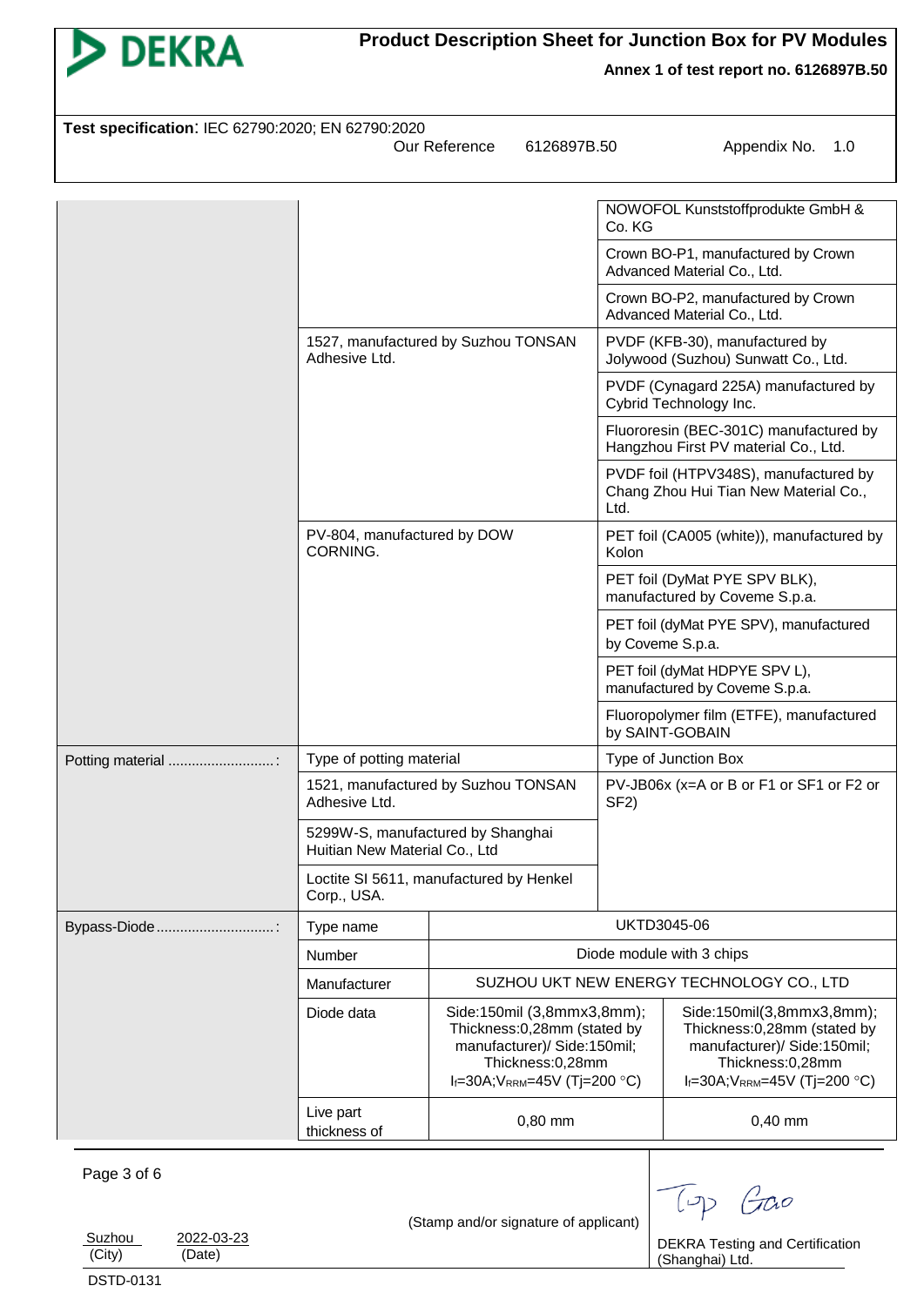**Product Description Sheet for Junction Box for PV Modules**

**Annex 1 of test report no. 6126897B.50**

**Test specification**: IEC 62790:2020; EN 62790:2020

Our Reference 6126897B.50 Appendix No. 1.0

| | | | |
|---|---|---|---|
| | | | NOWOFOL Kunststoffprodukte GmbH & Co. KG |
| | | | Crown BO-P1, manufactured by Crown Advanced Material Co., Ltd. |
| | | | Crown BO-P2, manufactured by Crown Advanced Material Co., Ltd. |
| | 1527, manufactured by Suzhou TONSAN Adhesive Ltd. | | PVDF (KFB-30), manufactured by Jolywood (Suzhou) Sunwatt Co., Ltd. |
| | | | PVDF (Cynagard 225A) manufactured by Cybrid Technology Inc. |
| | | | Fluororesin (BEC-301C) manufactured by Hangzhou First PV material Co., Ltd. |
| | | | PVDF foil (HTPV348S), manufactured by Chang Zhou Hui Tian New Material Co., Ltd. |
| | PV-804, manufactured by DOW CORNING. | | PET foil (CA005 (white)), manufactured by Kolon |
| | | | PET foil (DyMat PYE SPV BLK), manufactured by Coveme S.p.a. |
| | | | PET foil (dyMat PYE SPV), manufactured by Coveme S.p.a. |
| | | | PET foil (dyMat HDPYE SPV L), manufactured by Coveme S.p.a. |
| | | | Fluoropolymer film (ETFE), manufactured by SAINT-GOBAIN |
| Potting material ..........................: | Type of potting material | | Type of Junction Box |
| | 1521, manufactured by Suzhou TONSAN Adhesive Ltd. | | PV-JB06x (x=A or B or F1 or SF1 or F2 or SF2) |
| | 5299W-S, manufactured by Shanghai Huitian New Material Co., Ltd | | |
| | Loctite SI 5611, manufactured by Henkel Corp., USA. | | |
| Bypass-Diode.............................: | Type name | UKTD3045-06 | |
| | Number | Diode module with 3 chips | |
| | Manufacturer | SUZHOU UKT NEW ENERGY TECHNOLOGY CO., LTD | |
| | Diode data | Side:150mil (3,8mmx3,8mm); Thickness:0,28mm (stated by manufacturer)/ Side:150mil; Thickness:0,28mm $I_f$=30A;$V_{RRM}$=45V (Tj=200 °C) | Side:150mil(3,8mmx3,8mm); Thickness:0,28mm (stated by manufacturer)/ Side:150mil; Thickness:0,28mm $I_f$=30A;$V_{RRM}$=45V (Tj=200 °C) |
| | Live part thickness of | 0,80 mm | 0,40 mm |

Suzhou (City) 2022-03-23 (Date)

(Stamp and/or signature of applicant)

DEKRA Testing and Certification (Shanghai) Ltd.

DSTD-0131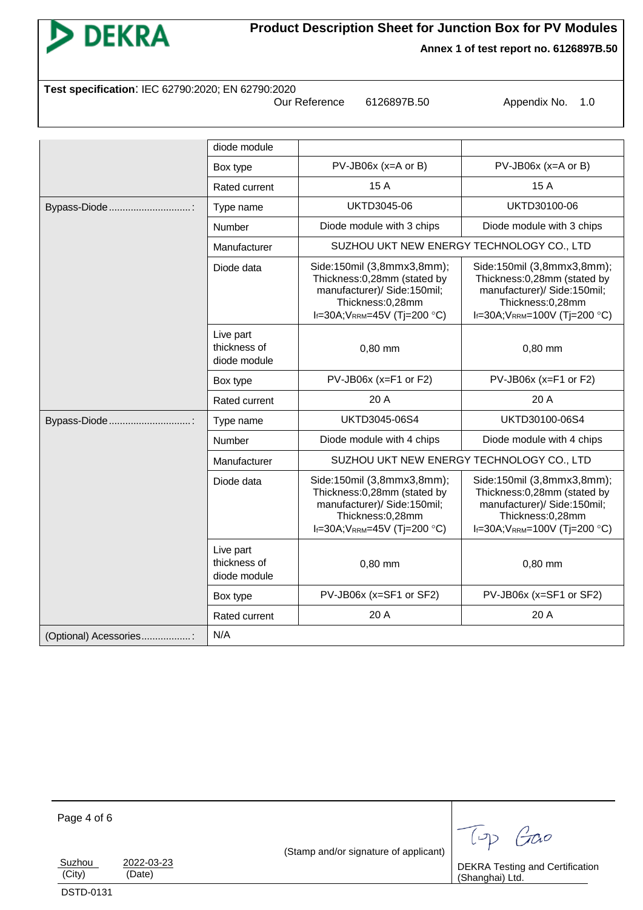**Test specification**: IEC 62790:2020; EN 62790:2020

Our Reference 6126897B.50 Appendix No. 1.0

| | | | |
|---|---|---|---|
| | diode module | | |
| | Box type | PV-JB06x (x=A or B) | PV-JB06x (x=A or B) |
| | Rated current | 15 A | 15 A |
| Bypass-Diode .............................: | Type name | UKTD3045-06 | UKTD30100-06 |
| | Number | Diode module with 3 chips | Diode module with 3 chips |
| | Manufacturer | SUZHOU UKT NEW ENERGY TECHNOLOGY CO., LTD | |
| | Diode data | Side:150mil (3,8mmx3,8mm); Thickness:0,28mm (stated by manufacturer)/ Side:150mil; Thickness:0,28mm $I_F$=30A;$V_{RRM}$=45V (Tj=200 °C) | Side:150mil (3,8mmx3,8mm); Thickness:0,28mm (stated by manufacturer)/ Side:150mil; Thickness:0,28mm $I_F$=30A;$V_{RRM}$=100V (Tj=200 °C) |
| | Live part thickness of diode module | 0,80 mm | 0,80 mm |
| | Box type | PV-JB06x (x=F1 or F2) | PV-JB06x (x=F1 or F2) |
| | Rated current | 20 A | 20 A |
| Bypass-Diode .............................: | Type name | UKTD3045-06S4 | UKTD30100-06S4 |
| | Number | Diode module with 4 chips | Diode module with 4 chips |
| | Manufacturer | SUZHOU UKT NEW ENERGY TECHNOLOGY CO., LTD | |
| | Diode data | Side:150mil (3,8mmx3,8mm); Thickness:0,28mm (stated by manufacturer)/ Side:150mil; Thickness:0,28mm $I_F$=30A;$V_{RRM}$=45V (Tj=200 °C) | Side:150mil (3,8mmx3,8mm); Thickness:0,28mm (stated by manufacturer)/ Side:150mil; Thickness:0,28mm $I_F$=30A;$V_{RRM}$=100V (Tj=200 °C) |
| | Live part thickness of diode module | 0,80 mm | 0,80 mm |
| | Box type | PV-JB06x (x=SF1 or SF2) | PV-JB06x (x=SF1 or SF2) |
| | Rated current | 20 A | 20 A |
| (Optional) Acessories.................: | N/A | | |

Suzhou (City) 2022-03-23 (Date)

(Stamp and/or signature of applicant)

DEKRA Testing and Certification (Shanghai) Ltd.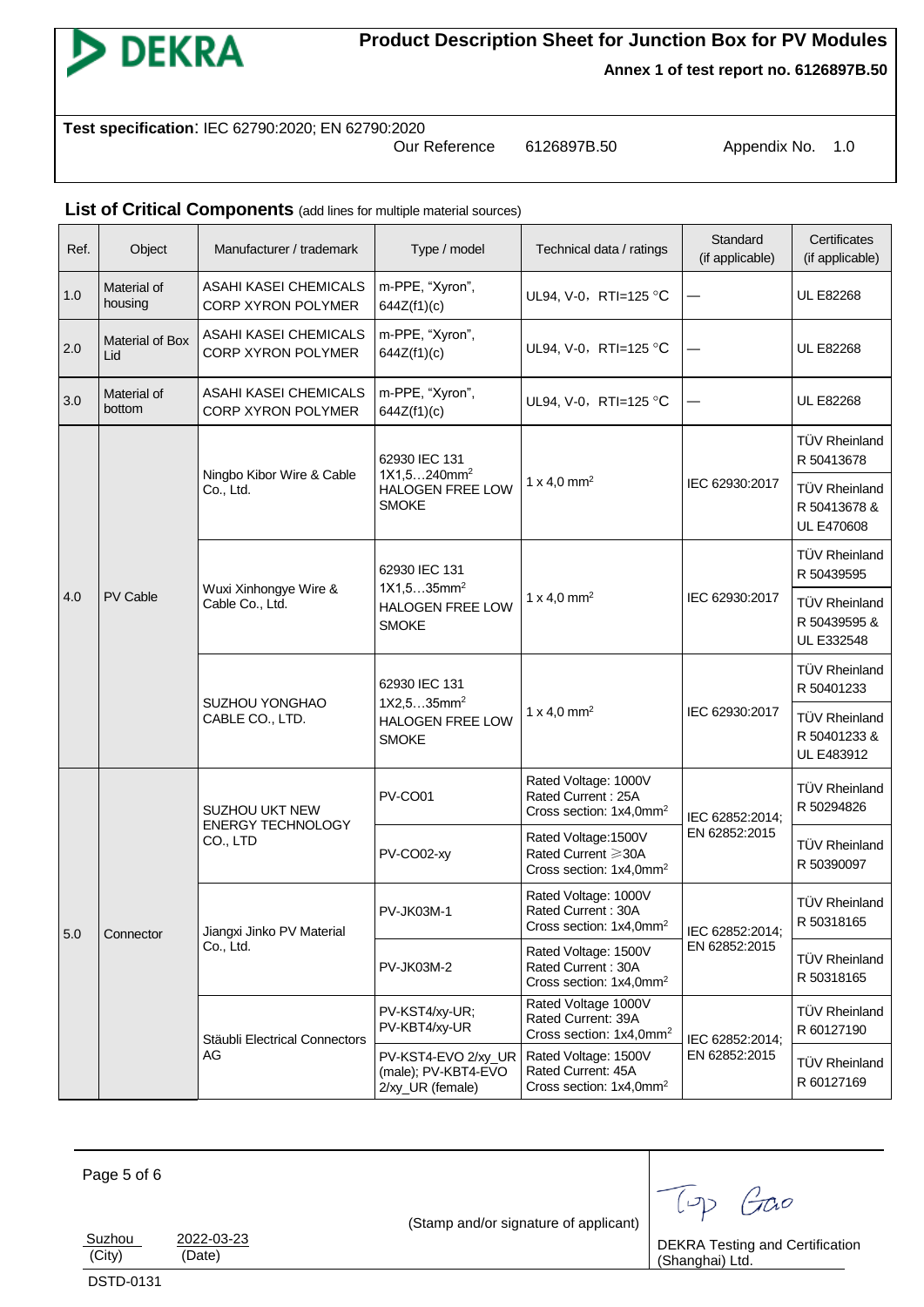# Product Description Sheet for Junction Box for PV Modules

**Annex 1 of test report no. 6126897B.50**

**Test specification**: IEC 62790:2020; EN 62790:2020

Our Reference 6126897B.50 Appendix No. 1.0

## List of Critical Components (add lines for multiple material sources)

| Ref. | Object | Manufacturer / trademark | Type / model | Technical data / ratings | Standard (if applicable) | Certificates (if applicable) |
|---|---|---|---|---|---|---|
| 1.0 | Material of housing | ASAHI KASEI CHEMICALS CORP XYRON POLYMER | m-PPE, "Xyron", 644Z(f1)(c) | UL94, V-0，RTI=125 °C | — | UL E82268 |
| 2.0 | Material of Box Lid | ASAHI KASEI CHEMICALS CORP XYRON POLYMER | m-PPE, "Xyron", 644Z(f1)(c) | UL94, V-0，RTI=125 °C | — | UL E82268 |
| 3.0 | Material of bottom | ASAHI KASEI CHEMICALS CORP XYRON POLYMER | m-PPE, "Xyron", 644Z(f1)(c) | UL94, V-0，RTI=125 °C | — | UL E82268 |
| 4.0 | PV Cable | Ningbo Kibor Wire & Cable Co., Ltd. | 62930 IEC 131 1X1,5…240mm$^2$ HALOGEN FREE LOW SMOKE | 1 x 4,0 mm$^2$ | IEC 62930:2017 | TÜV Rheinland R 50413678 |
| | | | | | | TÜV Rheinland R 50413678 & UL E470608 |
| | | Wuxi Xinhongye Wire & Cable Co., Ltd. | 62930 IEC 131 1X1,5…35mm$^2$ HALOGEN FREE LOW SMOKE | 1 x 4,0 mm$^2$ | IEC 62930:2017 | TÜV Rheinland R 50439595 |
| | | | | | | TÜV Rheinland R 50439595 & UL E332548 |
| | | SUZHOU YONGHAO CABLE CO., LTD. | 62930 IEC 131 1X2,5…35mm$^2$ HALOGEN FREE LOW SMOKE | 1 x 4,0 mm$^2$ | IEC 62930:2017 | TÜV Rheinland R 50401233 |
| | | | | | | TÜV Rheinland R 50401233 & UL E483912 |
| 5.0 | Connector | SUZHOU UKT NEW ENERGY TECHNOLOGY CO., LTD | PV-CO01 | Rated Voltage: 1000V Rated Current : 25A Cross section: 1x4,0mm$^2$ | IEC 62852:2014; EN 62852:2015 | TÜV Rheinland R 50294826 |
| | | | PV-CO02-xy | Rated Voltage:1500V Rated Current ≥30A Cross section: 1x4,0mm$^2$ | | TÜV Rheinland R 50390097 |
| | | Jiangxi Jinko PV Material Co., Ltd. | PV-JK03M-1 | Rated Voltage: 1000V Rated Current : 30A Cross section: 1x4,0mm$^2$ | IEC 62852:2014; EN 62852:2015 | TÜV Rheinland R 50318165 |
| | | | PV-JK03M-2 | Rated Voltage: 1500V Rated Current : 30A Cross section: 1x4,0mm$^2$ | | TÜV Rheinland R 50318165 |
| | | Stäubli Electrical Connectors AG | PV-KST4/xy-UR; PV-KBT4/xy-UR | Rated Voltage 1000V Rated Current: 39A Cross section: 1x4,0mm$^2$ | IEC 62852:2014; EN 62852:2015 | TÜV Rheinland R 60127190 |
| | | | PV-KST4-EVO 2/xy_UR (male); PV-KBT4-EVO 2/xy_UR (female) | Rated Voltage: 1500V Rated Current: 45A Cross section: 1x4,0mm$^2$ | | TÜV Rheinland R 60127169 |

Suzhou (City) 2022-03-23 (Date)

(Stamp and/or signature of applicant)

Top Gao

DEKRA Testing and Certification (Shanghai) Ltd.

DSTD-0131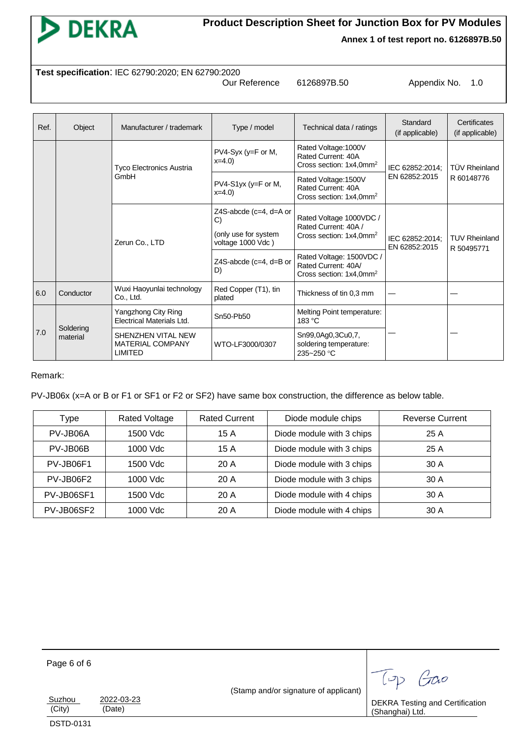# Product Description Sheet for Junction Box for PV Modules

**Annex 1 of test report no. 6126897B.50**

**Test specification**: IEC 62790:2020; EN 62790:2020

Our Reference 6126897B.50 Appendix No. 1.0

| Ref. | Object | Manufacturer / trademark | Type / model | Technical data / ratings | Standard (if applicable) | Certificates (if applicable) |
|---|---|---|---|---|---|---|
| | | Tyco Electronics Austria GmbH | PV4-Syx (y=F or M, x=4.0) | Rated Voltage:1000V Rated Current: 40A Cross section: 1x4,0mm$^2$ | IEC 62852:2014; EN 62852:2015 | TÜV Rheinland R 60148776 |
| | | | PV4-S1yx (y=F or M, x=4.0) | Rated Voltage:1500V Rated Current: 40A Cross section: 1x4,0mm$^2$ | | |
| | | Zerun Co., LTD | Z4S-abcde (c=4, d=A or C) (only use for system voltage 1000 Vdc ) | Rated Voltage 1000VDC / Rated Current: 40A / Cross section: 1x4,0mm$^2$ | IEC 62852:2014; EN 62852:2015 | TUV Rheinland R 50495771 |
| | | | Z4S-abcde (c=4, d=B or D) | Rated Voltage: 1500VDC / Rated Current: 40A/ Cross section: 1x4,0mm$^2$ | | |
| 6.0 | Conductor | Wuxi Haoyunlai technology Co., Ltd. | Red Copper (T1), tin plated | Thickness of tin 0,3 mm | — | — |
| 7.0 | Soldering material | Yangzhong City Ring Electrical Materials Ltd. | Sn50-Pb50 | Melting Point temperature: 183 °C | — | — |
| | | SHENZHEN VITAL NEW MATERIAL COMPANY LIMITED | WTO-LF3000/0307 | Sn99,0Ag0,3Cu0,7, soldering temperature: 235~250 °C | | |

Remark:

PV-JB06x (x=A or B or F1 or SF1 or F2 or SF2) have same box construction, the difference as below table.

| Type | Rated Voltage | Rated Current | Diode module chips | Reverse Current |
|---|---|---|---|---|
| PV-JB06A | 1500 Vdc | 15 A | Diode module with 3 chips | 25 A |
| PV-JB06B | 1000 Vdc | 15 A | Diode module with 3 chips | 25 A |
| PV-JB06F1 | 1500 Vdc | 20 A | Diode module with 3 chips | 30 A |
| PV-JB06F2 | 1000 Vdc | 20 A | Diode module with 3 chips | 30 A |
| PV-JB06SF1 | 1500 Vdc | 20 A | Diode module with 4 chips | 30 A |
| PV-JB06SF2 | 1000 Vdc | 20 A | Diode module with 4 chips | 30 A |

Suzhou (City) 2022-03-23 (Date)

(Stamp and/or signature of applicant)

Tip Gao

DEKRA Testing and Certification (Shanghai) Ltd.

DSTD-0131